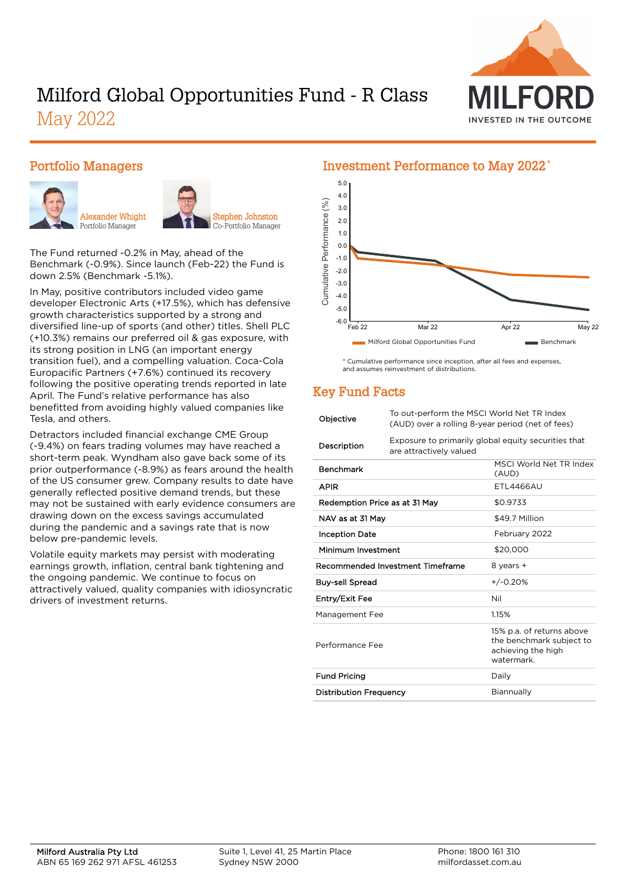# Milford Global Opportunities Fund - R Class

May 2022

## Portfolio Managers

Alexander Whight
Portfolio Manager

Stephen Johnston
Co-Portfolio Manager

The Fund returned -0.2% in May, ahead of the Benchmark (-0.9%). Since launch (Feb-22) the Fund is down 2.5% (Benchmark -5.1%).

In May, positive contributors included video game developer Electronic Arts (+17.5%), which has defensive growth characteristics supported by a strong and diversified line-up of sports (and other) titles. Shell PLC (+10.3%) remains our preferred oil & gas exposure, with its strong position in LNG (an important energy transition fuel), and a compelling valuation. Coca-Cola Europacific Partners (+7.6%) continued its recovery following the positive operating trends reported in late April. The Fund's relative performance has also benefitted from avoiding highly valued companies like Tesla, and others.

Detractors included financial exchange CME Group (-9.4%) on fears trading volumes may have reached a short-term peak. Wyndham also gave back some of its prior outperformance (-8.9%) as fears around the health of the US consumer grew. Company results to date have generally reflected positive demand trends, but these may not be sustained with early evidence consumers are drawing down on the excess savings accumulated during the pandemic and a savings rate that is now below pre-pandemic levels.

Volatile equity markets may persist with moderating earnings growth, inflation, central bank tightening and the ongoing pandemic. We continue to focus on attractively valued, quality companies with idiosyncratic drivers of investment returns.

## Investment Performance to May 2022*

Cumulative Performance (%)

Feb 22 | Mar 22 | Apr 22 | May 22

Milford Global Opportunities Fund | Benchmark

* Cumulative performance since inception, after all fees and expenses, and assumes reinvestment of distributions.

## Key Fund Facts

| | |
|---|---|
| Objective | To out-perform the MSCI World Net TR Index (AUD) over a rolling 8-year period (net of fees) |
| Description | Exposure to primarily global equity securities that are attractively valued |
| Benchmark | MSCI World Net TR Index (AUD) |
| APIR | ETL4466AU |
| Redemption Price as at 31 May | $0.9733 |
| NAV as at 31 May | $49.7 Million |
| Inception Date | February 2022 |
| Minimum Investment | $20,000 |
| Recommended Investment Timeframe | 8 years + |
| Buy-sell Spread | +/-0.20% |
| Entry/Exit Fee | Nil |
| Management Fee | 1.15% |
| Performance Fee | 15% p.a. of returns above the benchmark subject to achieving the high watermark. |
| Fund Pricing | Daily |
| Distribution Frequency | Biannually |

Milford Australia Pty Ltd
ABN 65 169 262 971 AFSL 461253

Suite 1, Level 41, 25 Martin Place
Sydney NSW 2000

Phone: 1800 161 310
milfordasset.com.au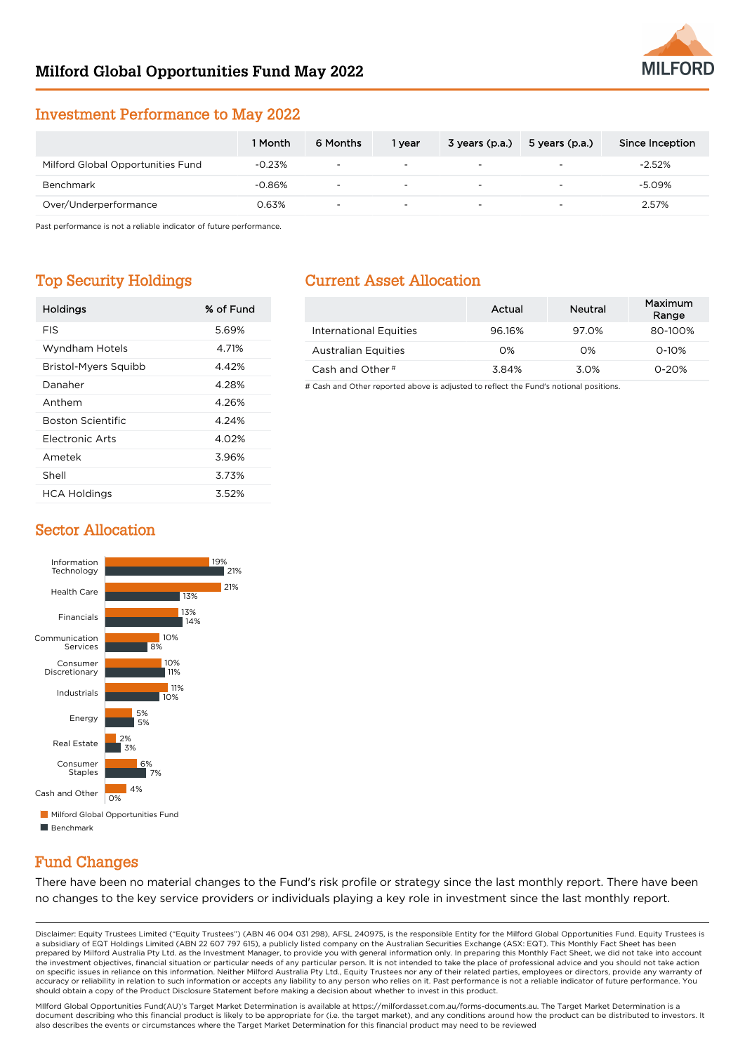# Milford Global Opportunities Fund May 2022

MILFORD

## Investment Performance to May 2022

| | 1 Month | 6 Months | 1 year | 3 years (p.a.) | 5 years (p.a.) | Since Inception |
|---|---|---|---|---|---|---|
| Milford Global Opportunities Fund | -0.23% | - | - | - | - | -2.52% |
| Benchmark | -0.86% | - | - | - | - | -5.09% |
| Over/Underperformance | 0.63% | - | - | - | - | 2.57% |

Past performance is not a reliable indicator of future performance.

## Top Security Holdings

| Holdings | % of Fund |
|---|---|
| FIS | 5.69% |
| Wyndham Hotels | 4.71% |
| Bristol-Myers Squibb | 4.42% |
| Danaher | 4.28% |
| Anthem | 4.26% |
| Boston Scientific | 4.24% |
| Electronic Arts | 4.02% |
| Ametek | 3.96% |
| Shell | 3.73% |
| HCA Holdings | 3.52% |

## Current Asset Allocation

| | Actual | Neutral | Maximum Range |
|---|---|---|---|
| International Equities | 96.16% | 97.0% | 80-100% |
| Australian Equities | 0% | 0% | 0-10% |
| Cash and Other # | 3.84% | 3.0% | 0-20% |

# Cash and Other reported above is adjusted to reflect the Fund's notional positions.

## Sector Allocation

Information Technology 19% 21%
Health Care 21% 13%
Financials 13% 14%
Communication Services 10% 8%
Consumer Discretionary 10% 11%
Industrials 11% 10%
Energy 5% 5%
Real Estate 2% 3%
Consumer Staples 6% 7%
Cash and Other 4% 0%

Milford Global Opportunities Fund
Benchmark

## Fund Changes

There have been no material changes to the Fund's risk profile or strategy since the last monthly report. There have been no changes to the key service providers or individuals playing a key role in investment since the last monthly report.

Disclaimer: Equity Trustees Limited ("Equity Trustees") (ABN 46 004 031 298), AFSL 240975, is the responsible Entity for the Milford Global Opportunities Fund. Equity Trustees is a subsidiary of EQT Holdings Limited (ABN 22 607 797 615), a publicly listed company on the Australian Securities Exchange (ASX: EQT). This Monthly Fact Sheet has been prepared by Milford Australia Pty Ltd. as the Investment Manager, to provide you with general information only. In preparing this Monthly Fact Sheet, we did not take into account the investment objectives, financial situation or particular needs of any particular person. It is not intended to take the place of professional advice and you should not take action on specific issues in reliance on this information. Neither Milford Australia Pty Ltd., Equity Trustees nor any of their related parties, employees or directors, provide any warranty of accuracy or reliability in relation to such information or accepts any liability to any person who relies on it. Past performance is not a reliable indicator of future performance. You should obtain a copy of the Product Disclosure Statement before making a decision about whether to invest in this product.

Milford Global Opportunities Fund(AU)'s Target Market Determination is available at https://milfordasset.com.au/forms-documents.au. The Target Market Determination is a document describing who this financial product is likely to be appropriate for (i.e. the target market), and any conditions around how the product can be distributed to investors. It also describes the events or circumstances where the Target Market Determination for this financial product may need to be reviewed